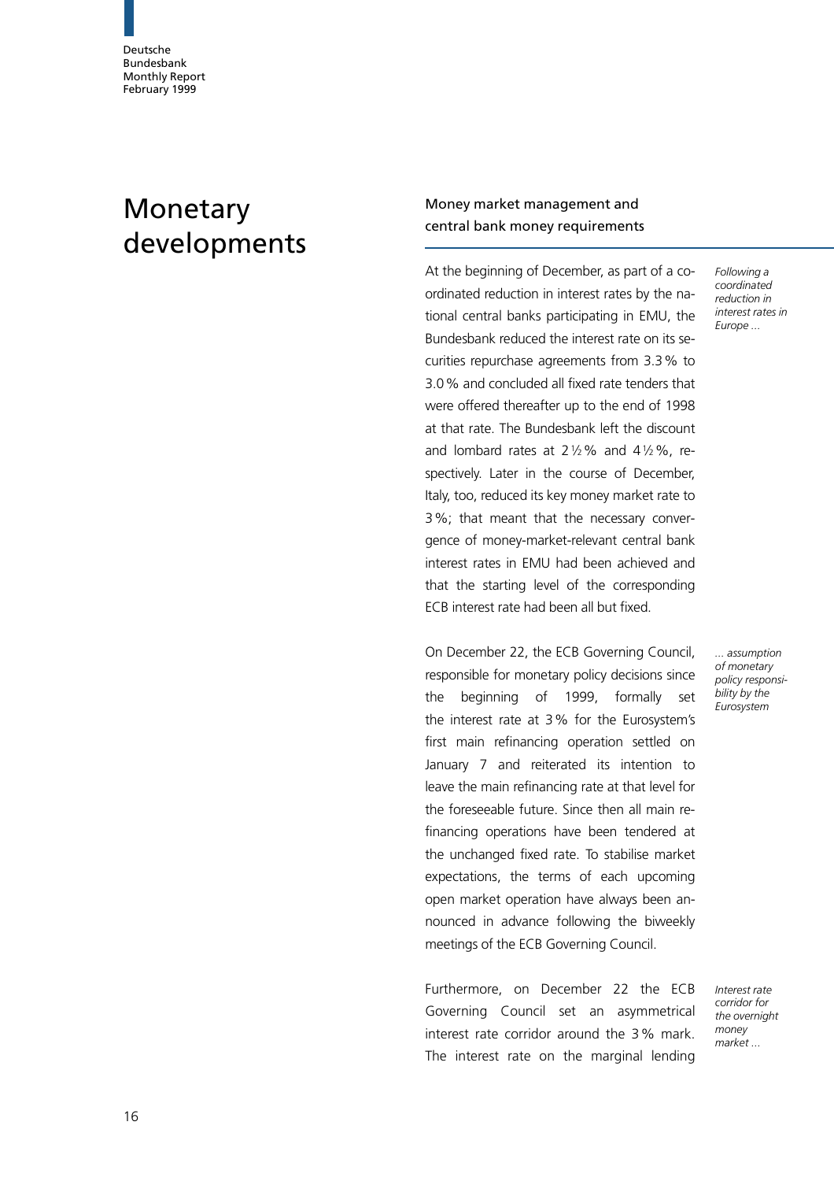# Monetary developments

## Money market management and central bank money requirements

*Following a coordinated reduction in interest rates in Europe ...*

At the beginning of December, as part of a coordinated reduction in interest rates by the national central banks participating in EMU, the Bundesbank reduced the interest rate on its securities repurchase agreements from 3.3% to 3.0% and concluded all fixed rate tenders that were offered thereafter up to the end of 1998 at that rate. The Bundesbank left the discount and lombard rates at 2½% and 4½%, respectively. Later in the course of December, Italy, too, reduced its key money market rate to 3%; that meant that the necessary convergence of money-market-relevant central bank interest rates in EMU had been achieved and that the starting level of the corresponding ECB interest rate had been all but fixed.

*... assumption of monetary policy responsibility by the Eurosystem*

On December 22, the ECB Governing Council, responsible for monetary policy decisions since the beginning of 1999, formally set the interest rate at 3% for the Eurosystem's first main refinancing operation settled on January 7 and reiterated its intention to leave the main refinancing rate at that level for the foreseeable future. Since then all main refinancing operations have been tendered at the unchanged fixed rate. To stabilise market expectations, the terms of each upcoming open market operation have always been announced in advance following the biweekly meetings of the ECB Governing Council.

*Interest rate corridor for the overnight money market ...*

Furthermore, on December 22 the ECB Governing Council set an asymmetrical interest rate corridor around the 3% mark. The interest rate on the marginal lending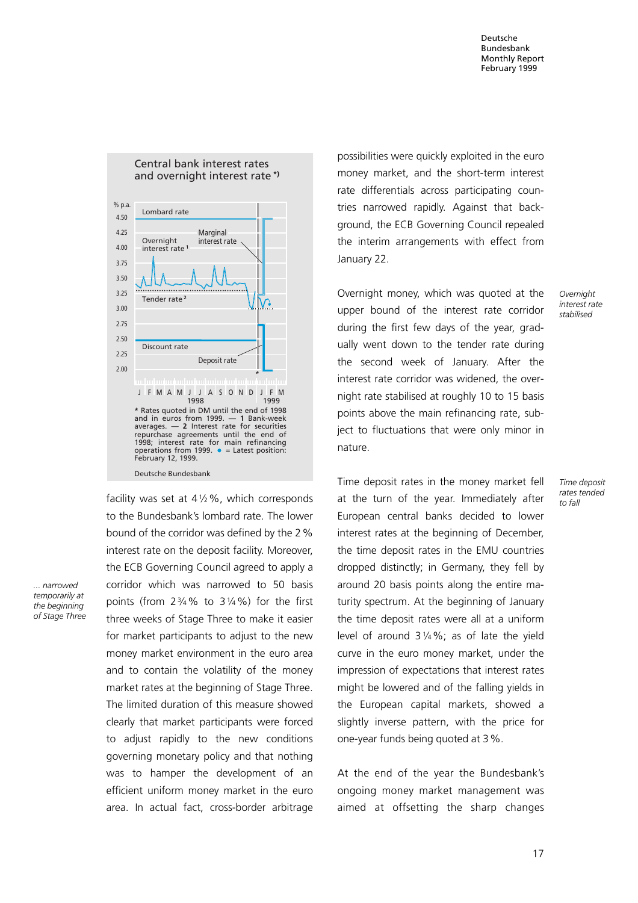### Central bank interest rates and overnight interest rate *)

* Rates quoted in DM until the end of 1998 and in euros from 1999. — 1 Bank-week averages. — 2 Interest rate for securities repurchase agreements until the end of 1998; interest rate for main refinancing operations from 1999. • = Latest position: February 12, 1999.

Deutsche Bundesbank

facility was set at 4 ½ %, which corresponds to the Bundesbank's lombard rate. The lower bound of the corridor was defined by the 2 % interest rate on the deposit facility. Moreover, the ECB Governing Council agreed to apply a corridor which was narrowed to 50 basis points (from 2 ¾ % to 3 ¼ %) for the first three weeks of Stage Three to make it easier for market participants to adjust to the new money market environment in the euro area and to contain the volatility of the money market rates at the beginning of Stage Three. The limited duration of this measure showed clearly that market participants were forced to adjust rapidly to the new conditions governing monetary policy and that nothing was to hamper the development of an efficient uniform money market in the euro area. In actual fact, cross-border arbitrage possibilities were quickly exploited in the euro money market, and the short-term interest rate differentials across participating countries narrowed rapidly. Against that background, the ECB Governing Council repealed the interim arrangements with effect from January 22.

*... narrowed temporarily at the beginning of Stage Three*

*Overnight interest rate stabilised*

Overnight money, which was quoted at the upper bound of the interest rate corridor during the first few days of the year, gradually went down to the tender rate during the second week of January. After the interest rate corridor was widened, the overnight rate stabilised at roughly 10 to 15 basis points above the main refinancing rate, subject to fluctuations that were only minor in nature.

*Time deposit rates tended to fall*

Time deposit rates in the money market fell at the turn of the year. Immediately after European central banks decided to lower interest rates at the beginning of December, the time deposit rates in the EMU countries dropped distinctly; in Germany, they fell by around 20 basis points along the entire maturity spectrum. At the beginning of January the time deposit rates were all at a uniform level of around 3 ¼ %; as of late the yield curve in the euro money market, under the impression of expectations that interest rates might be lowered and of the falling yields in the European capital markets, showed a slightly inverse pattern, with the price for one-year funds being quoted at 3 %.

At the end of the year the Bundesbank's ongoing money market management was aimed at offsetting the sharp changes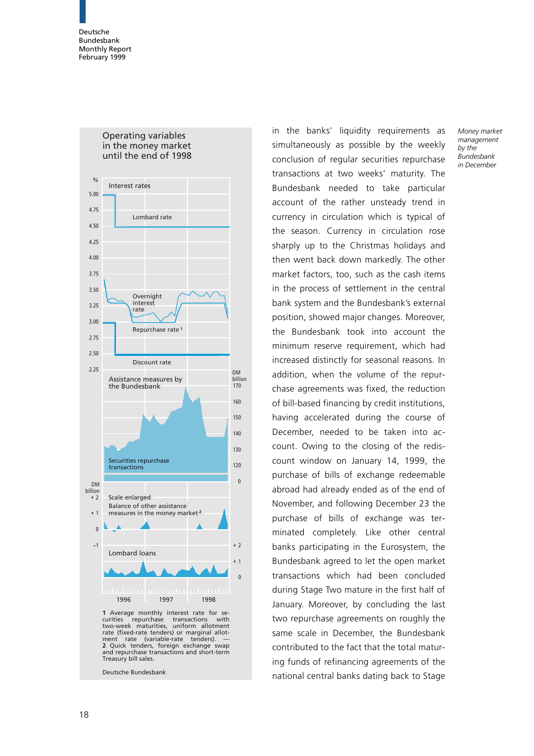### Operating variables in the money market until the end of 1998

Interest rates

Lombard rate

Overnight interest rate

Repurchase rate [1]

Discount rate

Assistance measures by the Bundesbank

Securities repurchase transactions

Scale enlarged

Balance of other assistance measures in the money market [2]

Lombard loans

1996 1997 1998

1 Average monthly interest rate for securities repurchase transactions with two-week maturities, uniform allotment rate (fixed-rate tenders) or marginal allotment rate (variable-rate tenders). — 2 Quick tenders, foreign exchange swap and repurchase transactions and short-term Treasury bill sales.

Deutsche Bundesbank

*Money market management by the Bundesbank in December*

in the banks' liquidity requirements as simultaneously as possible by the weekly conclusion of regular securities repurchase transactions at two weeks' maturity. The Bundesbank needed to take particular account of the rather unsteady trend in currency in circulation which is typical of the season. Currency in circulation rose sharply up to the Christmas holidays and then went back down markedly. The other market factors, too, such as the cash items in the process of settlement in the central bank system and the Bundesbank's external position, showed major changes. Moreover, the Bundesbank took into account the minimum reserve requirement, which had increased distinctly for seasonal reasons. In addition, when the volume of the repurchase agreements was fixed, the reduction of bill-based financing by credit institutions, having accelerated during the course of December, needed to be taken into account. Owing to the closing of the rediscount window on January 14, 1999, the purchase of bills of exchange redeemable abroad had already ended as of the end of November, and following December 23 the purchase of bills of exchange was terminated completely. Like other central banks participating in the Eurosystem, the Bundesbank agreed to let the open market transactions which had been concluded during Stage Two mature in the first half of January. Moreover, by concluding the last two repurchase agreements on roughly the same scale in December, the Bundesbank contributed to the fact that the total maturing funds of refinancing agreements of the national central banks dating back to Stage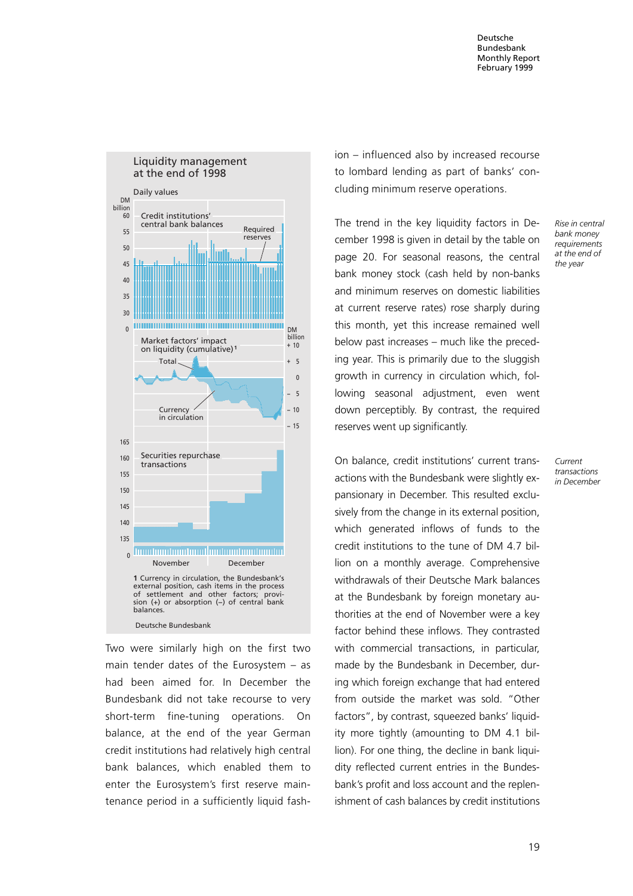**Liquidity management at the end of 1998**

Daily values

Credit institutions' central bank balances

Required reserves

Market factors' impact on liquidity (cumulative)[1]

Total

Currency in circulation

Securities repurchase transactions

November December

1 Currency in circulation, the Bundesbank's external position, cash items in the process of settlement and other factors; provision (+) or absorption (–) of central bank balances.

Deutsche Bundesbank

Two were similarly high on the first two main tender dates of the Eurosystem – as had been aimed for. In December the Bundesbank did not take recourse to very short-term fine-tuning operations. On balance, at the end of the year German credit institutions had relatively high central bank balances, which enabled them to enter the Eurosystem's first reserve maintenance period in a sufficiently liquid fashion – influenced also by increased recourse to lombard lending as part of banks' concluding minimum reserve operations.

*Rise in central bank money requirements at the end of the year*

The trend in the key liquidity factors in December 1998 is given in detail by the table on page 20. For seasonal reasons, the central bank money stock (cash held by non-banks and minimum reserves on domestic liabilities at current reserve rates) rose sharply during this month, yet this increase remained well below past increases – much like the preceding year. This is primarily due to the sluggish growth in currency in circulation which, following seasonal adjustment, even went down perceptibly. By contrast, the required reserves went up significantly.

*Current transactions in December*

On balance, credit institutions' current transactions with the Bundesbank were slightly expansionary in December. This resulted exclusively from the change in its external position, which generated inflows of funds to the credit institutions to the tune of DM 4.7 billion on a monthly average. Comprehensive withdrawals of their Deutsche Mark balances at the Bundesbank by foreign monetary authorities at the end of November were a key factor behind these inflows. They contrasted with commercial transactions, in particular, made by the Bundesbank in December, during which foreign exchange that had entered from outside the market was sold. "Other factors", by contrast, squeezed banks' liquidity more tightly (amounting to DM 4.1 billion). For one thing, the decline in bank liquidity reflected current entries in the Bundesbank's profit and loss account and the replenishment of cash balances by credit institutions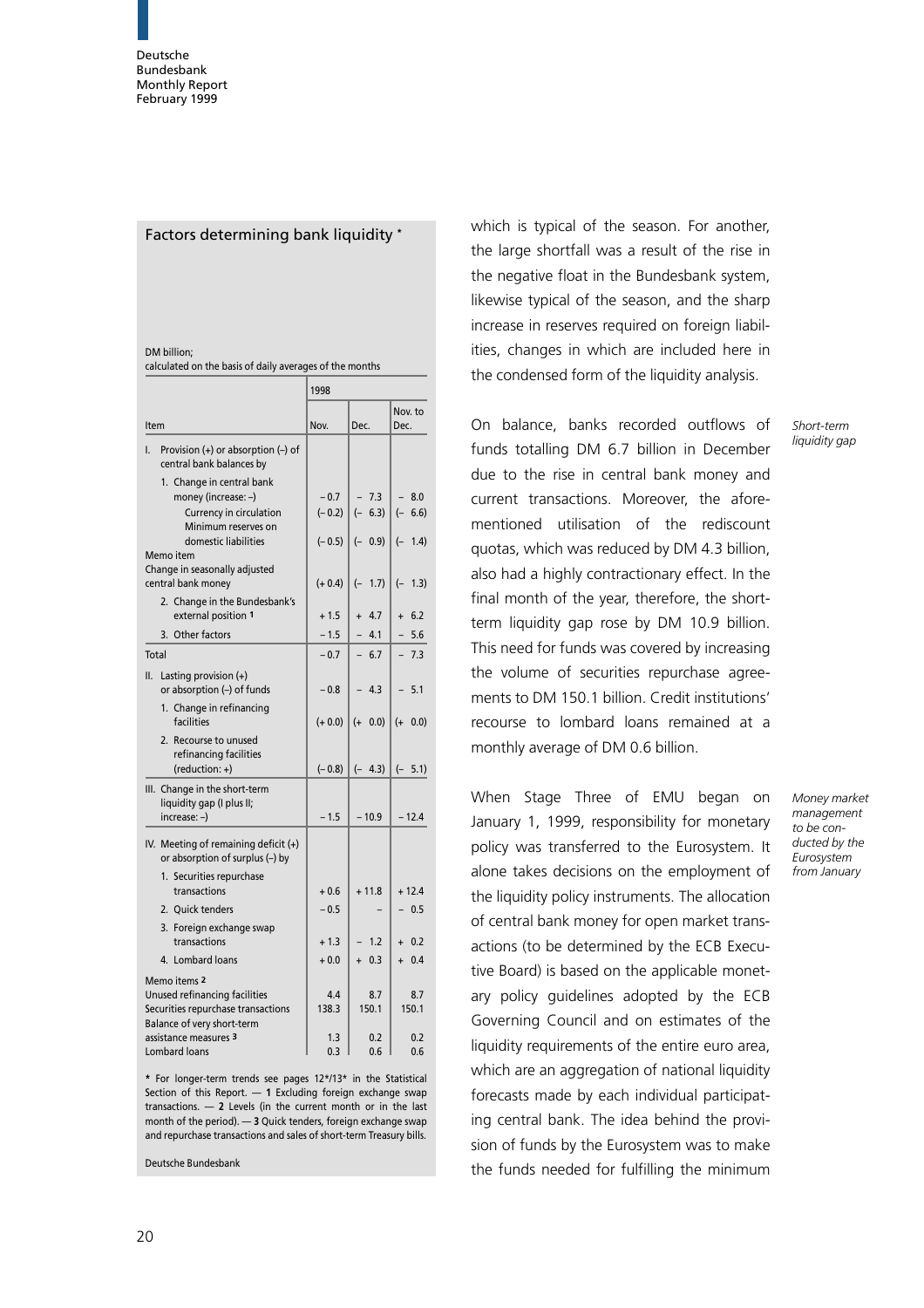## Factors determining bank liquidity *

DM billion;
calculated on the basis of daily averages of the months

| Item | 1998 Nov. | Dec. | Nov. to Dec. |
|---|---|---|---|
| I. Provision (+) or absorption (–) of central bank balances by | | | |
| 1. Change in central bank money (increase: –) | – 0.7 | – 7.3 | – 8.0 |
| Currency in circulation | (– 0.2) | (– 6.3) | (– 6.6) |
| Minimum reserves on domestic liabilities | (– 0.5) | (– 0.9) | (– 1.4) |
| Memo item Change in seasonally adjusted central bank money | (+ 0.4) | (– 1.7) | (– 1.3) |
| 2. Change in the Bundesbank's external position 1 | + 1.5 | + 4.7 | + 6.2 |
| 3. Other factors | – 1.5 | – 4.1 | – 5.6 |
| Total | – 0.7 | – 6.7 | – 7.3 |
| II. Lasting provision (+) or absorption (–) of funds | – 0.8 | – 4.3 | – 5.1 |
| 1. Change in refinancing facilities | (+ 0.0) | (+ 0.0) | (+ 0.0) |
| 2. Recourse to unused refinancing facilities (reduction: +) | (– 0.8) | (– 4.3) | (– 5.1) |
| III. Change in the short-term liquidity gap (I plus II; increase: –) | – 1.5 | – 10.9 | – 12.4 |
| IV. Meeting of remaining deficit (+) or absorption of surplus (–) by | | | |
| 1. Securities repurchase transactions | + 0.6 | + 11.8 | + 12.4 |
| 2. Quick tenders | – 0.5 | – | – 0.5 |
| 3. Foreign exchange swap transactions | + 1.3 | – 1.2 | + 0.2 |
| 4. Lombard loans | + 0.0 | + 0.3 | + 0.4 |
| Memo items 2 | | | |
| Unused refinancing facilities | 4.4 | 8.7 | 8.7 |
| Securities repurchase transactions | 138.3 | 150.1 | 150.1 |
| Balance of very short-term assistance measures 3 | 1.3 | 0.2 | 0.2 |
| Lombard loans | 0.3 | 0.6 | 0.6 |

* For longer-term trends see pages 12*/13* in the Statistical Section of this Report. — 1 Excluding foreign exchange swap transactions. — 2 Levels (in the current month or in the last month of the period). — 3 Quick tenders, foreign exchange swap and repurchase transactions and sales of short-term Treasury bills.

Deutsche Bundesbank

which is typical of the season. For another, the large shortfall was a result of the rise in the negative float in the Bundesbank system, likewise typical of the season, and the sharp increase in reserves required on foreign liabilities, changes in which are included here in the condensed form of the liquidity analysis.

*Short-term liquidity gap*

On balance, banks recorded outflows of funds totalling DM 6.7 billion in December due to the rise in central bank money and current transactions. Moreover, the aforementioned utilisation of the rediscount quotas, which was reduced by DM 4.3 billion, also had a highly contractionary effect. In the final month of the year, therefore, the short-term liquidity gap rose by DM 10.9 billion. This need for funds was covered by increasing the volume of securities repurchase agreements to DM 150.1 billion. Credit institutions' recourse to lombard loans remained at a monthly average of DM 0.6 billion.

*Money market management to be conducted by the Eurosystem from January*

When Stage Three of EMU began on January 1, 1999, responsibility for monetary policy was transferred to the Eurosystem. It alone takes decisions on the employment of the liquidity policy instruments. The allocation of central bank money for open market transactions (to be determined by the ECB Executive Board) is based on the applicable monetary policy guidelines adopted by the ECB Governing Council and on estimates of the liquidity requirements of the entire euro area, which are an aggregation of national liquidity forecasts made by each individual participating central bank. The idea behind the provision of funds by the Eurosystem was to make the funds needed for fulfilling the minimum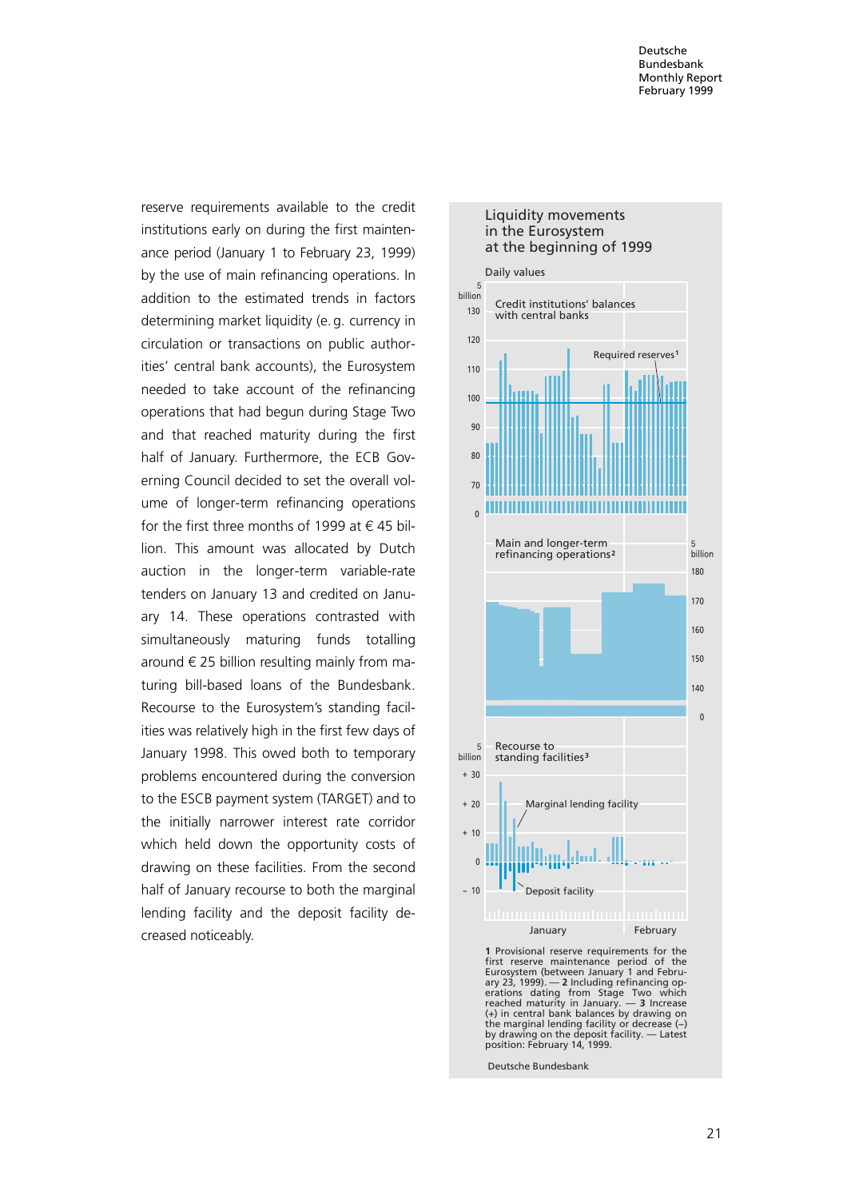reserve requirements available to the credit institutions early on during the first maintenance period (January 1 to February 23, 1999) by the use of main refinancing operations. In addition to the estimated trends in factors determining market liquidity (e. g. currency in circulation or transactions on public authorities' central bank accounts), the Eurosystem needed to take account of the refinancing operations that had begun during Stage Two and that reached maturity during the first half of January. Furthermore, the ECB Governing Council decided to set the overall volume of longer-term refinancing operations for the first three months of 1999 at € 45 billion. This amount was allocated by Dutch auction in the longer-term variable-rate tenders on January 13 and credited on January 14. These operations contrasted with simultaneously maturing funds totalling around € 25 billion resulting mainly from maturing bill-based loans of the Bundesbank. Recourse to the Eurosystem's standing facilities was relatively high in the first few days of January 1998. This owed both to temporary problems encountered during the conversion to the ESCB payment system (TARGET) and to the initially narrower interest rate corridor which held down the opportunity costs of drawing on these facilities. From the second half of January recourse to both the marginal lending facility and the deposit facility decreased noticeably.

**Liquidity movements in the Eurosystem at the beginning of 1999**

Daily values

Credit institutions' balances with central banks — € billion; Required reserves[1]

Main and longer-term refinancing operations[2] — € billion

Recourse to standing facilities[3] — € billion; Marginal lending facility; Deposit facility

January — February

1 Provisional reserve requirements for the first reserve maintenance period of the Eurosystem (between January 1 and February 23, 1999). — 2 Including refinancing operations dating from Stage Two which reached maturity in January. — 3 Increase (+) in central bank balances by drawing on the marginal lending facility or decrease (–) by drawing on the deposit facility. — Latest position: February 14, 1999.

Deutsche Bundesbank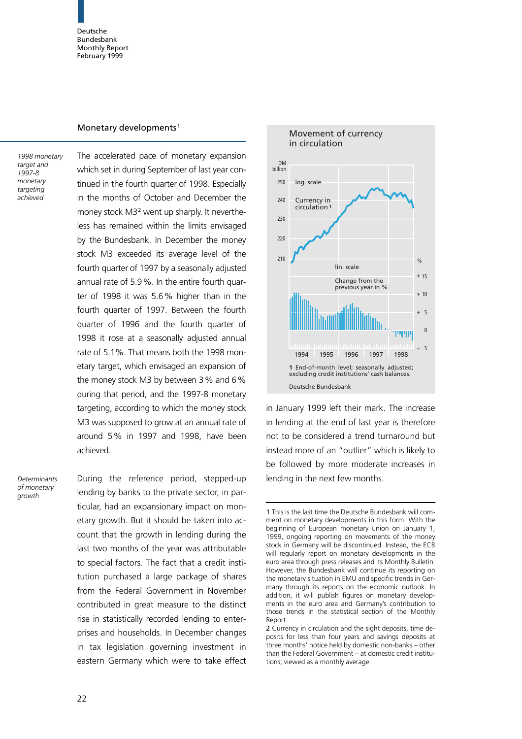## Monetary developments[1]

*1998 monetary target and 1997-8 monetary targeting achieved*

The accelerated pace of monetary expansion which set in during September of last year continued in the fourth quarter of 1998. Especially in the months of October and December the money stock M3[2] went up sharply. It nevertheless has remained within the limits envisaged by the Bundesbank. In December the money stock M3 exceeded its average level of the fourth quarter of 1997 by a seasonally adjusted annual rate of 5.9 %. In the entire fourth quarter of 1998 it was 5.6 % higher than in the fourth quarter of 1997. Between the fourth quarter of 1996 and the fourth quarter of 1998 it rose at a seasonally adjusted annual rate of 5.1%. That means both the 1998 monetary target, which envisaged an expansion of the money stock M3 by between 3 % and 6 % during that period, and the 1997-8 monetary targeting, according to which the money stock M3 was supposed to grow at an annual rate of around 5 % in 1997 and 1998, have been achieved.

*Determinants of monetary growth*

During the reference period, stepped-up lending by banks to the private sector, in particular, had an expansionary impact on monetary growth. But it should be taken into account that the growth in lending during the last two months of the year was attributable to special factors. The fact that a credit institution purchased a large package of shares from the Federal Government in November contributed in great measure to the distinct rise in statistically recorded lending to enterprises and households. In December changes in tax legislation governing investment in eastern Germany which were to take effect in January 1999 left their mark. The increase in lending at the end of last year is therefore not to be considered a trend turnaround but instead more of an "outlier" which is likely to be followed by more moderate increases in lending in the next few months.

**Movement of currency in circulation**

1 End-of-month level; seasonally adjusted; excluding credit institutions' cash balances.

Deutsche Bundesbank

---

1 This is the last time the Deutsche Bundesbank will comment on monetary developments in this form. With the beginning of European monetary union on January 1, 1999, ongoing reporting on movements of the money stock in Germany will be discontinued. Instead, the ECB will regularly report on monetary developments in the euro area through press releases and its Monthly Bulletin. However, the Bundesbank will continue its reporting on the monetary situation in EMU and specific trends in Germany through its reports on the economic outlook. In addition, it will publish figures on monetary developments in the euro area and Germany's contribution to those trends in the statistical section of the Monthly Report.

2 Currency in circulation and the sight deposits, time deposits for less than four years and savings deposits at three months' notice held by domestic non-banks – other than the Federal Government – at domestic credit institutions; viewed as a monthly average.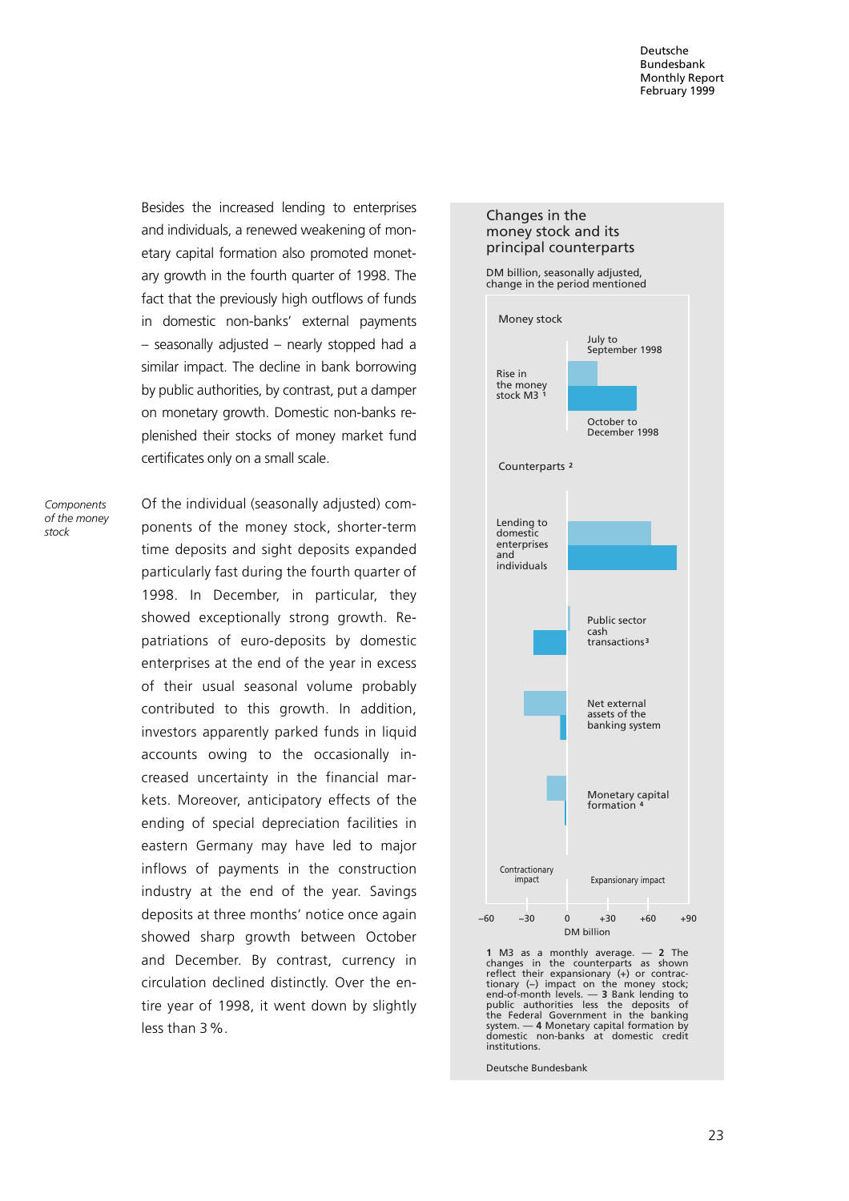Besides the increased lending to enterprises and individuals, a renewed weakening of monetary capital formation also promoted monetary growth in the fourth quarter of 1998. The fact that the previously high outflows of funds in domestic non-banks' external payments – seasonally adjusted – nearly stopped had a similar impact. The decline in bank borrowing by public authorities, by contrast, put a damper on monetary growth. Domestic non-banks replenished their stocks of money market fund certificates only on a small scale.

*Components of the money stock*

Of the individual (seasonally adjusted) components of the money stock, shorter-term time deposits and sight deposits expanded particularly fast during the fourth quarter of 1998. In December, in particular, they showed exceptionally strong growth. Repatriations of euro-deposits by domestic enterprises at the end of the year in excess of their usual seasonal volume probably contributed to this growth. In addition, investors apparently parked funds in liquid accounts owing to the occasionally increased uncertainty in the financial markets. Moreover, anticipatory effects of the ending of special depreciation facilities in eastern Germany may have led to major inflows of payments in the construction industry at the end of the year. Savings deposits at three months' notice once again showed sharp growth between October and December. By contrast, currency in circulation declined distinctly. Over the entire year of 1998, it went down by slightly less than 3 %.

**Changes in the money stock and its principal counterparts**

DM billion, seasonally adjusted, change in the period mentioned

Money stock

Rise in the money stock M3 [1]

July to September 1998

October to December 1998

Counterparts [2]

Lending to domestic enterprises and individuals

Public sector cash transactions [3]

Net external assets of the banking system

Monetary capital formation [4]

Contractionary impact

Expansionary impact

−60 −30 0 +30 +60 +90

DM billion

1 M3 as a monthly average. — 2 The changes in the counterparts as shown reflect their expansionary (+) or contractionary (–) impact on the money stock; end-of-month levels. — 3 Bank lending to public authorities less the deposits of the Federal Government in the banking system. — 4 Monetary capital formation by domestic non-banks at domestic credit institutions.

Deutsche Bundesbank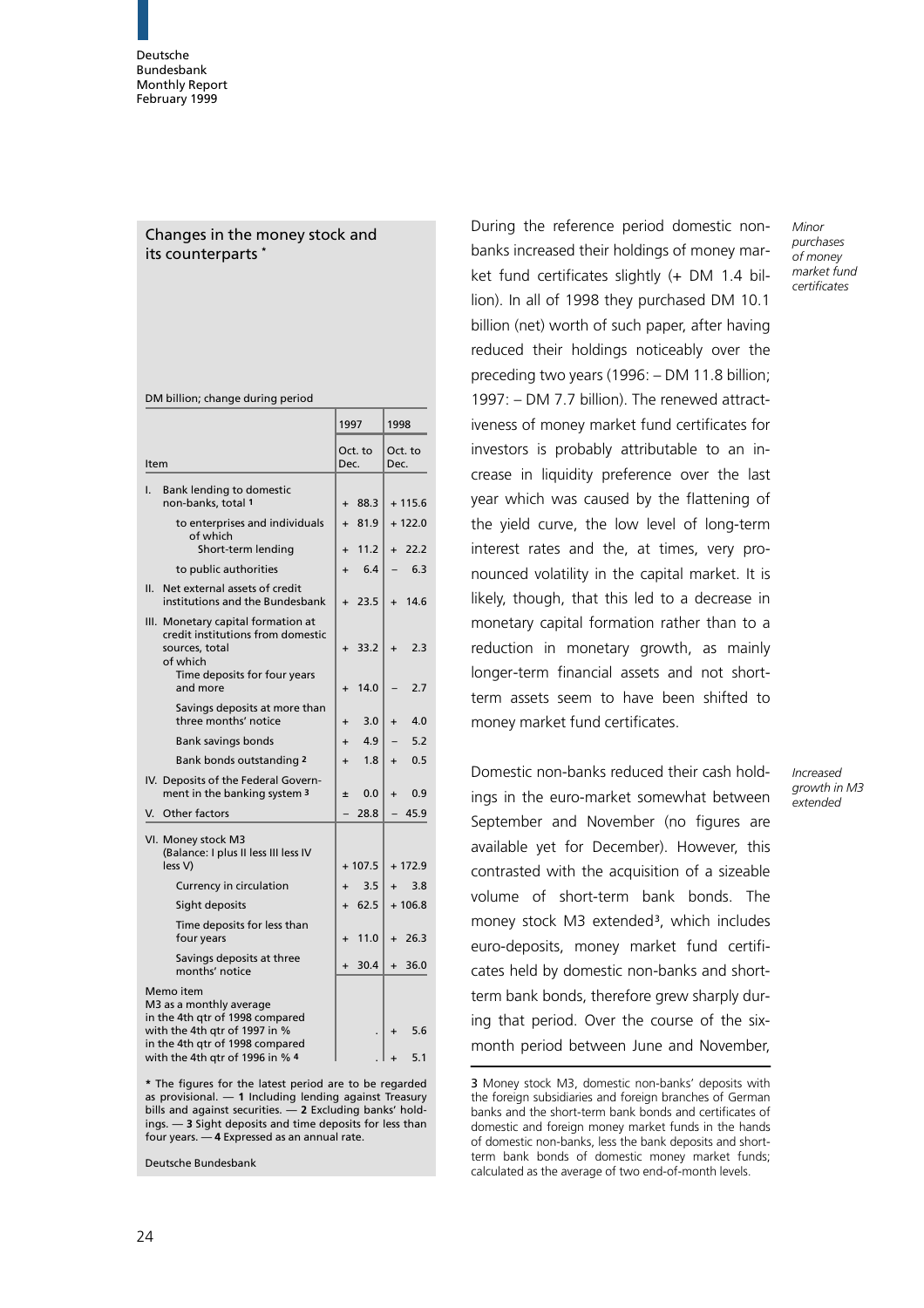## Changes in the money stock and its counterparts *

DM billion; change during period

| Item | 1997 Oct. to Dec. | 1998 Oct. to Dec. |
|---|---|---|
| I. Bank lending to domestic non-banks, total [1] | + 88.3 | + 115.6 |
| to enterprises and individuals | + 81.9 | + 122.0 |
| of which Short-term lending | + 11.2 | + 22.2 |
| to public authorities | + 6.4 | – 6.3 |
| II. Net external assets of credit institutions and the Bundesbank | + 23.5 | + 14.6 |
| III. Monetary capital formation at credit institutions from domestic sources, total | + 33.2 | + 2.3 |
| of which Time deposits for four years and more | + 14.0 | – 2.7 |
| Savings deposits at more than three months' notice | + 3.0 | + 4.0 |
| Bank savings bonds | + 4.9 | – 5.2 |
| Bank bonds outstanding [2] | + 1.8 | + 0.5 |
| IV. Deposits of the Federal Government in the banking system [3] | ± 0.0 | + 0.9 |
| V. Other factors | – 28.8 | – 45.9 |
| VI. Money stock M3 (Balance: I plus II less III less IV less V) | + 107.5 | + 172.9 |
| Currency in circulation | + 3.5 | + 3.8 |
| Sight deposits | + 62.5 | + 106.8 |
| Time deposits for less than four years | + 11.0 | + 26.3 |
| Savings deposits at three months' notice | + 30.4 | + 36.0 |
| Memo item M3 as a monthly average in the 4th qtr of 1998 compared with the 4th qtr of 1997 in % | . | + 5.6 |
| in the 4th qtr of 1998 compared with the 4th qtr of 1996 in % [4] | . | + 5.1 |

* The figures for the latest period are to be regarded as provisional. — **1** Including lending against Treasury bills and against securities. — **2** Excluding banks' holdings. — **3** Sight deposits and time deposits for less than four years. — **4** Expressed as an annual rate.

Deutsche Bundesbank

*Minor purchases of money market fund certificates*

During the reference period domestic non-banks increased their holdings of money market fund certificates slightly (+ DM 1.4 billion). In all of 1998 they purchased DM 10.1 billion (net) worth of such paper, after having reduced their holdings noticeably over the preceding two years (1996: – DM 11.8 billion; 1997: – DM 7.7 billion). The renewed attractiveness of money market fund certificates for investors is probably attributable to an increase in liquidity preference over the last year which was caused by the flattening of the yield curve, the low level of long-term interest rates and the, at times, very pronounced volatility in the capital market. It is likely, though, that this led to a decrease in monetary capital formation rather than to a reduction in monetary growth, as mainly longer-term financial assets and not short-term assets seem to have been shifted to money market fund certificates.

*Increased growth in M3 extended*

Domestic non-banks reduced their cash holdings in the euro-market somewhat between September and November (no figures are available yet for December). However, this contrasted with the acquisition of a sizeable volume of short-term bank bonds. The money stock M3 extended[3], which includes euro-deposits, money market fund certificates held by domestic non-banks and short-term bank bonds, therefore grew sharply during that period. Over the course of the six-month period between June and November,

**3** Money stock M3, domestic non-banks' deposits with the foreign subsidiaries and foreign branches of German banks and the short-term bank bonds and certificates of domestic and foreign money market funds in the hands of domestic non-banks, less the bank deposits and short-term bank bonds of domestic money market funds; calculated as the average of two end-of-month levels.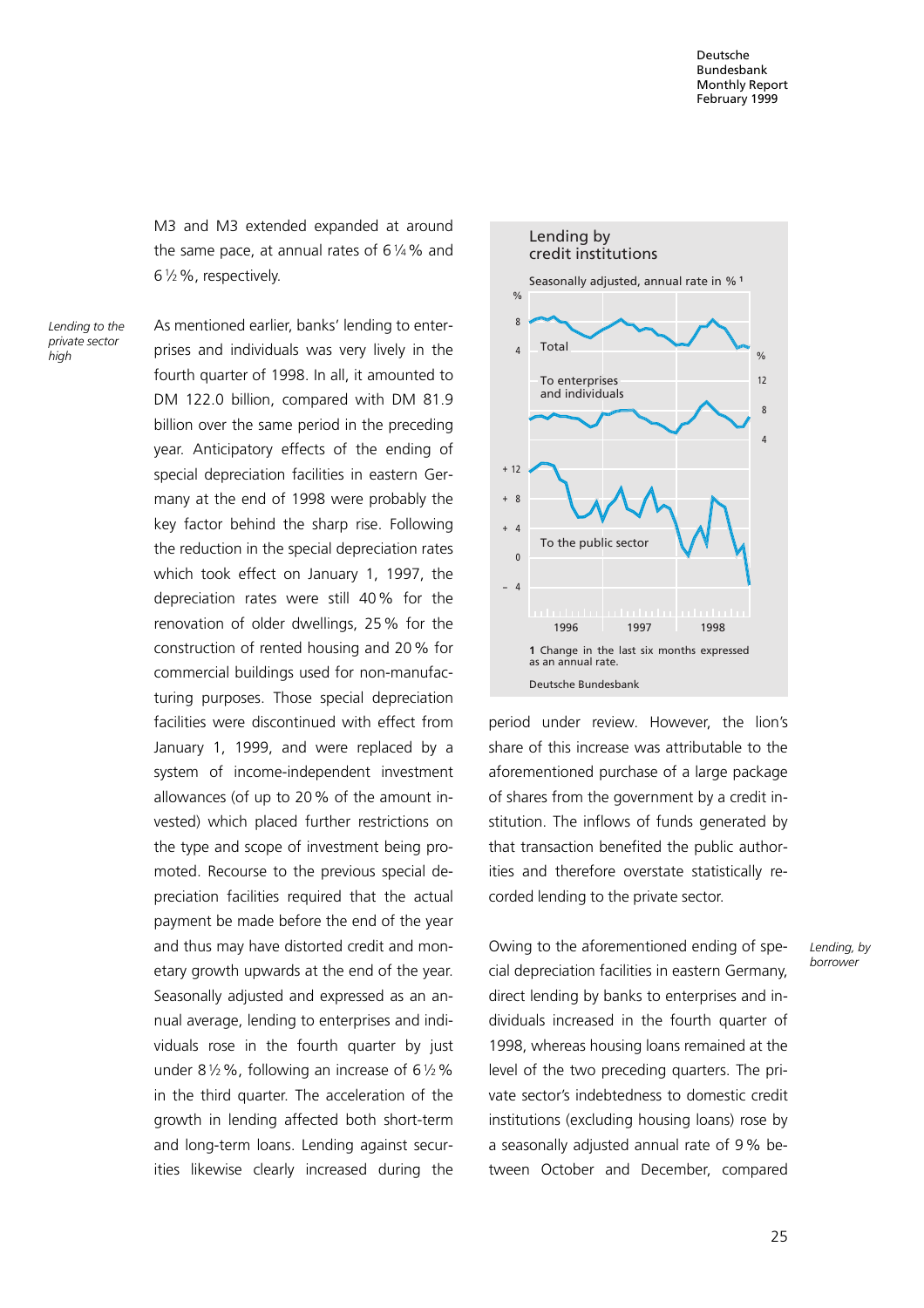M3 and M3 extended expanded at around the same pace, at annual rates of 6 ¼ % and 6 ½ %, respectively.

*Lending to the private sector high*

As mentioned earlier, banks' lending to enterprises and individuals was very lively in the fourth quarter of 1998. In all, it amounted to DM 122.0 billion, compared with DM 81.9 billion over the same period in the preceding year. Anticipatory effects of the ending of special depreciation facilities in eastern Germany at the end of 1998 were probably the key factor behind the sharp rise. Following the reduction in the special depreciation rates which took effect on January 1, 1997, the depreciation rates were still 40 % for the renovation of older dwellings, 25 % for the construction of rented housing and 20 % for commercial buildings used for non-manufacturing purposes. Those special depreciation facilities were discontinued with effect from January 1, 1999, and were replaced by a system of income-independent investment allowances (of up to 20 % of the amount invested) which placed further restrictions on the type and scope of investment being promoted. Recourse to the previous special depreciation facilities required that the actual payment be made before the end of the year and thus may have distorted credit and monetary growth upwards at the end of the year. Seasonally adjusted and expressed as an annual average, lending to enterprises and individuals rose in the fourth quarter by just under 8 ½ %, following an increase of 6 ½ % in the third quarter. The acceleration of the growth in lending affected both short-term and long-term loans. Lending against securities likewise clearly increased during the period under review. However, the lion's share of this increase was attributable to the aforementioned purchase of a large package of shares from the government by a credit institution. The inflows of funds generated by that transaction benefited the public authorities and therefore overstate statistically recorded lending to the private sector.

**Lending by credit institutions**

Seasonally adjusted, annual rate in % [1]

Total

To enterprises and individuals

To the public sector

1 Change in the last six months expressed as an annual rate.

Deutsche Bundesbank

*Lending, by borrower*

Owing to the aforementioned ending of special depreciation facilities in eastern Germany, direct lending by banks to enterprises and individuals increased in the fourth quarter of 1998, whereas housing loans remained at the level of the two preceding quarters. The private sector's indebtedness to domestic credit institutions (excluding housing loans) rose by a seasonally adjusted annual rate of 9 % between October and December, compared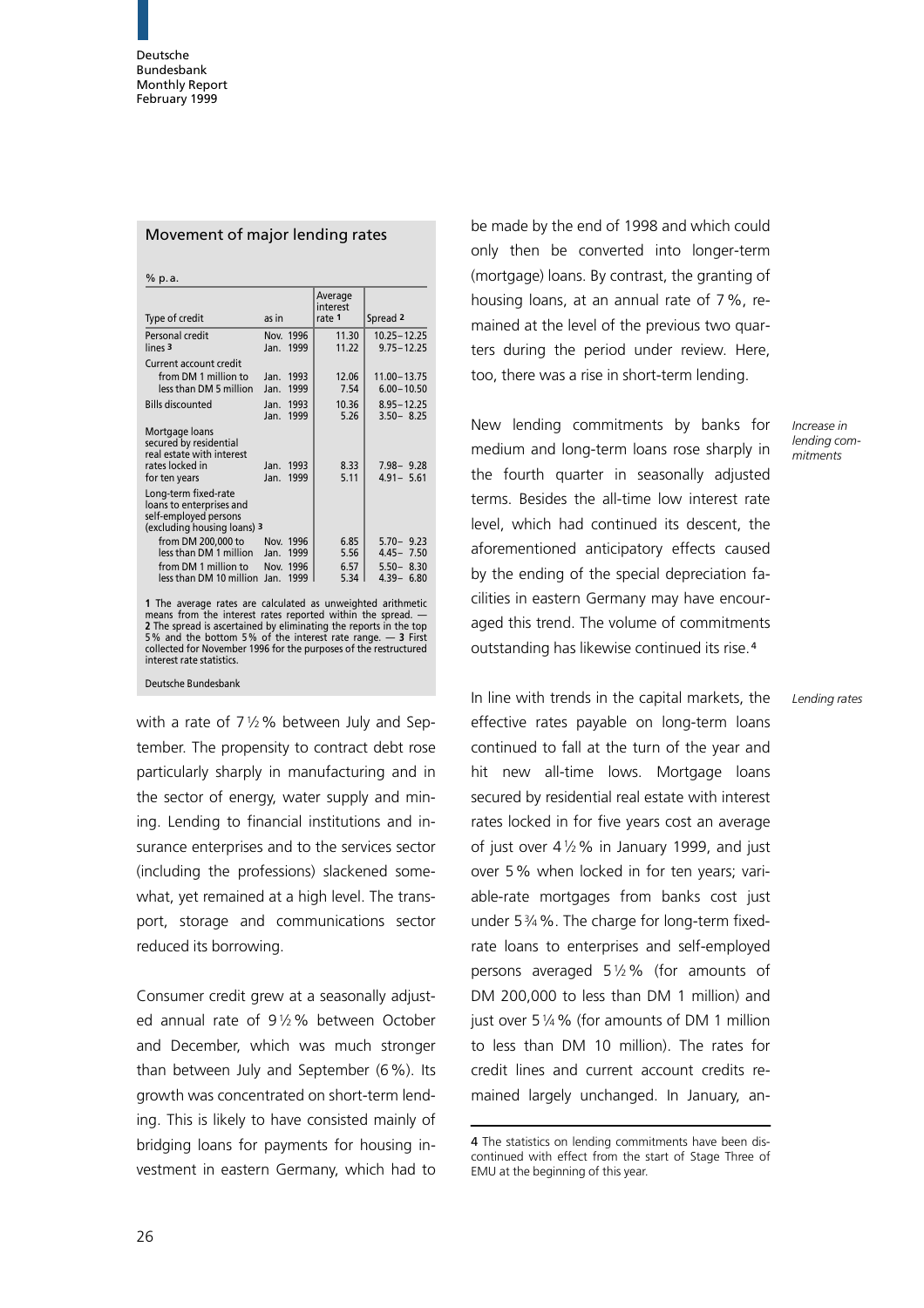## Movement of major lending rates

% p. a.

| Type of credit | as in | Average interest rate 1 | Spread 2 |
|---|---|---|---|
| Personal credit lines 3 | Nov. 1996 | 11.30 | 10.25 – 12.25 |
| | Jan. 1999 | 11.22 | 9.75 – 12.25 |
| Current account credit from DM 1 million to less than DM 5 million | Jan. 1993 | 12.06 | 11.00 – 13.75 |
| | Jan. 1999 | 7.54 | 6.00 – 10.50 |
| Bills discounted | Jan. 1993 | 10.36 | 8.95 – 12.25 |
| | Jan. 1999 | 5.26 | 3.50 – 8.25 |
| Mortgage loans secured by residential real estate with interest rates locked in for ten years | Jan. 1993 | 8.33 | 7.98 – 9.28 |
| | Jan. 1999 | 5.11 | 4.91 – 5.61 |
| Long-term fixed-rate loans to enterprises and self-employed persons (excluding housing loans) 3 | | | |
| from DM 200,000 to less than DM 1 million | Nov. 1996 | 6.85 | 5.70 – 9.23 |
| | Jan. 1999 | 5.56 | 4.45 – 7.50 |
| from DM 1 million to less than DM 10 million | Nov. 1996 | 6.57 | 5.50 – 8.30 |
| | Jan. 1999 | 5.34 | 4.39 – 6.80 |

1 The average rates are calculated as unweighted arithmetic means from the interest rates reported within the spread. — 2 The spread is ascertained by eliminating the reports in the top 5 % and the bottom 5 % of the interest rate range. — 3 First collected for November 1996 for the purposes of the restructured interest rate statistics.

Deutsche Bundesbank

with a rate of 7½ % between July and September. The propensity to contract debt rose particularly sharply in manufacturing and in the sector of energy, water supply and mining. Lending to financial institutions and insurance enterprises and to the services sector (including the professions) slackened somewhat, yet remained at a high level. The transport, storage and communications sector reduced its borrowing.

Consumer credit grew at a seasonally adjusted annual rate of 9½ % between October and December, which was much stronger than between July and September (6 %). Its growth was concentrated on short-term lending. This is likely to have consisted mainly of bridging loans for payments for housing investment in eastern Germany, which had to be made by the end of 1998 and which could only then be converted into longer-term (mortgage) loans. By contrast, the granting of housing loans, at an annual rate of 7 %, remained at the level of the previous two quarters during the period under review. Here, too, there was a rise in short-term lending.

*Increase in lending commitments*

New lending commitments by banks for medium and long-term loans rose sharply in the fourth quarter in seasonally adjusted terms. Besides the all-time low interest rate level, which had continued its descent, the aforementioned anticipatory effects caused by the ending of the special depreciation facilities in eastern Germany may have encouraged this trend. The volume of commitments outstanding has likewise continued its rise.[4]

*Lending rates*

In line with trends in the capital markets, the effective rates payable on long-term loans continued to fall at the turn of the year and hit new all-time lows. Mortgage loans secured by residential real estate with interest rates locked in for five years cost an average of just over 4½ % in January 1999, and just over 5 % when locked in for ten years; variable-rate mortgages from banks cost just under 5¾ %. The charge for long-term fixed-rate loans to enterprises and self-employed persons averaged 5½ % (for amounts of DM 200,000 to less than DM 1 million) and just over 5¼ % (for amounts of DM 1 million to less than DM 10 million). The rates for credit lines and current account credits remained largely unchanged. In January, an-

4 The statistics on lending commitments have been discontinued with effect from the start of Stage Three of EMU at the beginning of this year.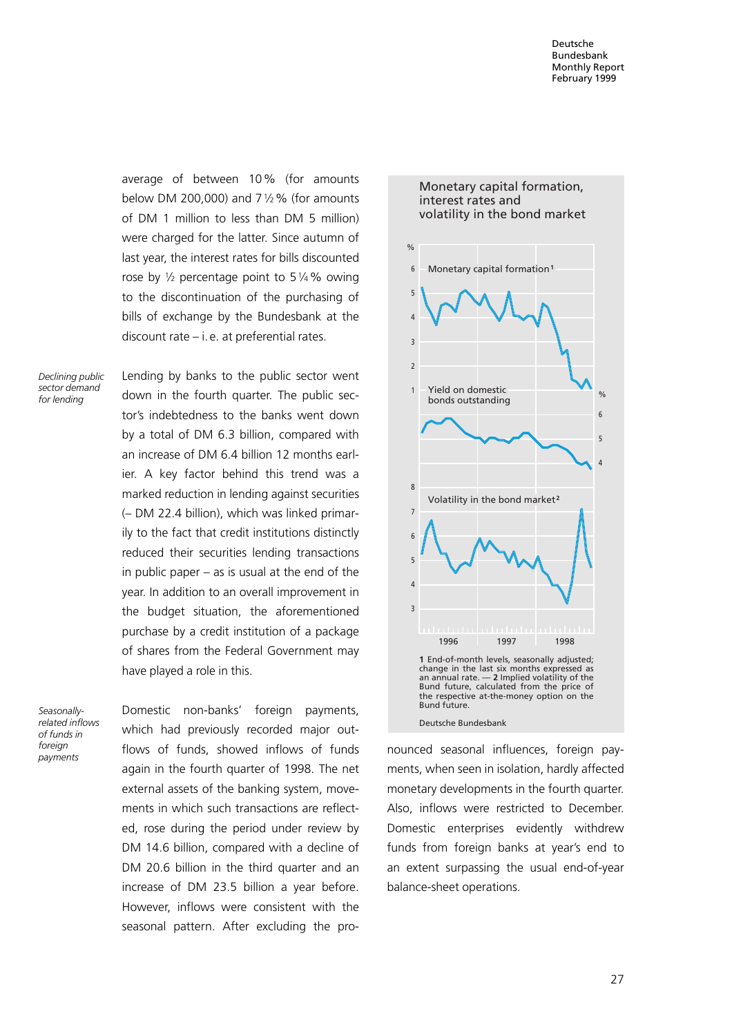average of between 10% (for amounts below DM 200,000) and 7½% (for amounts of DM 1 million to less than DM 5 million) were charged for the latter. Since autumn of last year, the interest rates for bills discounted rose by ½ percentage point to 5¼% owing to the discontinuation of the purchasing of bills of exchange by the Bundesbank at the discount rate – i.e. at preferential rates.

*Declining public sector demand for lending*

Lending by banks to the public sector went down in the fourth quarter. The public sector's indebtedness to the banks went down by a total of DM 6.3 billion, compared with an increase of DM 6.4 billion 12 months earlier. A key factor behind this trend was a marked reduction in lending against securities (– DM 22.4 billion), which was linked primarily to the fact that credit institutions distinctly reduced their securities lending transactions in public paper – as is usual at the end of the year. In addition to an overall improvement in the budget situation, the aforementioned purchase by a credit institution of a package of shares from the Federal Government may have played a role in this.

*Seasonally-related inflows of funds in foreign payments*

Domestic non-banks' foreign payments, which had previously recorded major outflows of funds, showed inflows of funds again in the fourth quarter of 1998. The net external assets of the banking system, movements in which such transactions are reflected, rose during the period under review by DM 14.6 billion, compared with a decline of DM 20.6 billion in the third quarter and an increase of DM 23.5 billion a year before. However, inflows were consistent with the seasonal pattern. After excluding the pronounced seasonal influences, foreign payments, when seen in isolation, hardly affected monetary developments in the fourth quarter. Also, inflows were restricted to December. Domestic enterprises evidently withdrew funds from foreign banks at year's end to an extent surpassing the usual end-of-year balance-sheet operations.

**Monetary capital formation, interest rates and volatility in the bond market**

1 End-of-month levels, seasonally adjusted; change in the last six months expressed as an annual rate. — 2 Implied volatility of the Bund future, calculated from the price of the respective at-the-money option on the Bund future.

Deutsche Bundesbank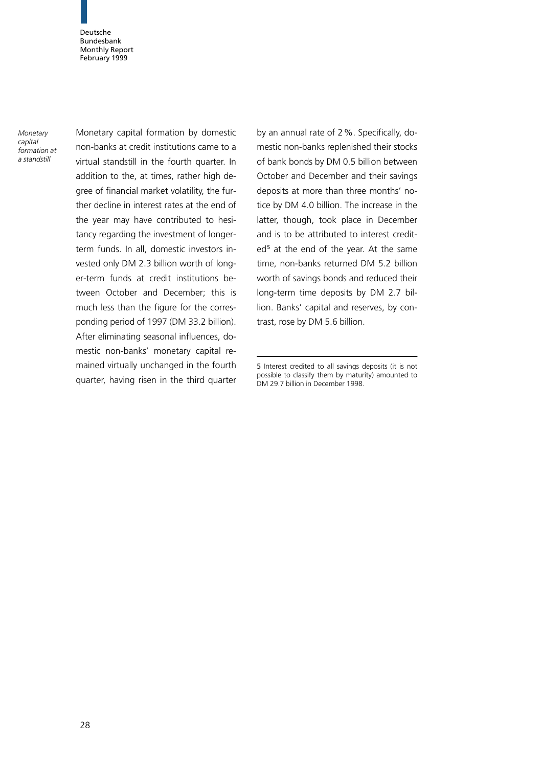*Monetary capital formation at a standstill*

Monetary capital formation by domestic non-banks at credit institutions came to a virtual standstill in the fourth quarter. In addition to the, at times, rather high degree of financial market volatility, the further decline in interest rates at the end of the year may have contributed to hesitancy regarding the investment of longer-term funds. In all, domestic investors invested only DM 2.3 billion worth of longer-term funds at credit institutions between October and December; this is much less than the figure for the corresponding period of 1997 (DM 33.2 billion). After eliminating seasonal influences, domestic non-banks' monetary capital remained virtually unchanged in the fourth quarter, having risen in the third quarter by an annual rate of 2 %. Specifically, domestic non-banks replenished their stocks of bank bonds by DM 0.5 billion between October and December and their savings deposits at more than three months' notice by DM 4.0 billion. The increase in the latter, though, took place in December and is to be attributed to interest credited[5] at the end of the year. At the same time, non-banks returned DM 5.2 billion worth of savings bonds and reduced their long-term time deposits by DM 2.7 billion. Banks' capital and reserves, by contrast, rose by DM 5.6 billion.

---

5 Interest credited to all savings deposits (it is not possible to classify them by maturity) amounted to DM 29.7 billion in December 1998.